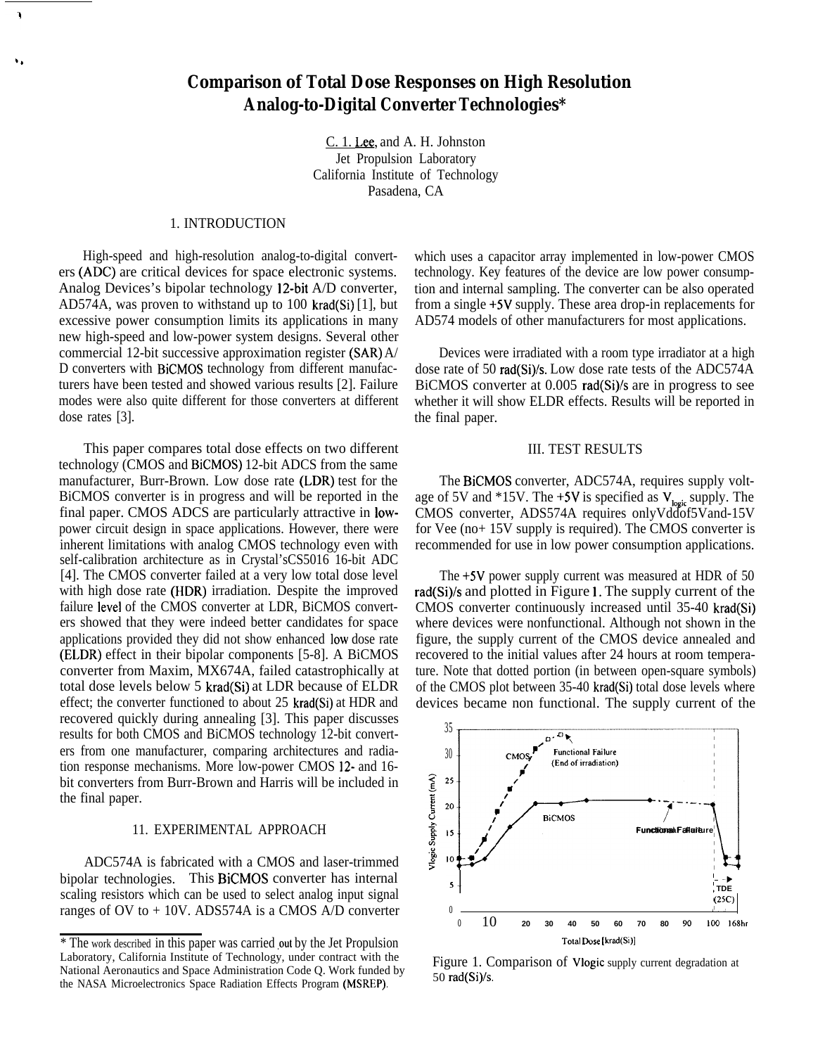# Comparison of Total Dose Responses on High Resolution Analog-to-Digital Converter Technologies*

C. 1. Lee, and A. H. Johnston
Jet Propulsion Laboratory
California Institute of Technology
Pasadena, CA

## 1. INTRODUCTION

High-speed and high-resolution analog-to-digital converters (ADC) are critical devices for space electronic systems. Analog Devices's bipolar technology 12-bit A/D converter, AD574A, was proven to withstand up to 100 krad(Si) [1], but excessive power consumption limits its applications in many new high-speed and low-power system designs. Several other commercial 12-bit successive approximation register (SAR) A/D converters with BiCMOS technology from different manufacturers have been tested and showed various results [2]. Failure modes were also quite different for those converters at different dose rates [3].

This paper compares total dose effects on two different technology (CMOS and BiCMOS) 12-bit ADCS from the same manufacturer, Burr-Brown. Low dose rate (LDR) test for the BiCMOS converter is in progress and will be reported in the final paper. CMOS ADCS are particularly attractive in low-power circuit design in space applications. However, there were inherent limitations with analog CMOS technology even with self-calibration architecture as in Crystal'sCS5016 16-bit ADC [4]. The CMOS converter failed at a very low total dose level with high dose rate (HDR) irradiation. Despite the improved failure level of the CMOS converter at LDR, BiCMOS converters showed that they were indeed better candidates for space applications provided they did not show enhanced low dose rate (ELDR) effect in their bipolar components [5-8]. A BiCMOS converter from Maxim, MX674A, failed catastrophically at total dose levels below 5 krad(Si) at LDR because of ELDR effect; the converter functioned to about 25 krad(Si) at HDR and recovered quickly during annealing [3]. This paper discusses results for both CMOS and BiCMOS technology 12-bit converters from one manufacturer, comparing architectures and radiation response mechanisms. More low-power CMOS 12- and 16-bit converters from Burr-Brown and Harris will be included in the final paper.

## 11. EXPERIMENTAL APPROACH

ADC574A is fabricated with a CMOS and laser-trimmed bipolar technologies. This BiCMOS converter has internal scaling resistors which can be used to select analog input signal ranges of OV to + 10V. ADS574A is a CMOS A/D converter which uses a capacitor array implemented in low-power CMOS technology. Key features of the device are low power consumption and internal sampling. The converter can be also operated from a single +5V supply. These area drop-in replacements for AD574 models of other manufacturers for most applications.

Devices were irradiated with a room type irradiator at a high dose rate of 50 rad(Si)/s. Low dose rate tests of the ADC574A BiCMOS converter at 0.005 rad(Si)/s are in progress to see whether it will show ELDR effects. Results will be reported in the final paper.

## III. TEST RESULTS

The BiCMOS converter, ADC574A, requires supply voltage of 5V and *15V. The +5V is specified as $V_{logic}$ supply. The CMOS converter, ADS574A requires onlyVddof5Vand-15V for Vee (no+ 15V supply is required). The CMOS converter is recommended for use in low power consumption applications.

The +5V power supply current was measured at HDR of 50 rad(Si)/s and plotted in Figure 1. The supply current of the CMOS converter continuously increased until 35-40 krad(Si) where devices were nonfunctional. Although not shown in the figure, the supply current of the CMOS device annealed and recovered to the initial values after 24 hours at room temperature. Note that dotted portion (in between open-square symbols) of the CMOS plot between 35-40 krad(Si) total dose levels where devices became non functional. The supply current of the

Vlogic Supply Current (mA)
35
30
25
20
15
10
5
0
CMOS
Functional Failure
(End of irradiation)
BiCMOS
Functional Failure
TDE
(25C)
0 10 20 30 40 50 60 70 80 90 100 168hr
Total Dose [krad(Si)]

Figure 1. Comparison of Vlogic supply current degradation at 50 rad(Si)/s.

* The work described in this paper was carried out by the Jet Propulsion Laboratory, California Institute of Technology, under contract with the National Aeronautics and Space Administration Code Q. Work funded by the NASA Microelectronics Space Radiation Effects Program (MSREP).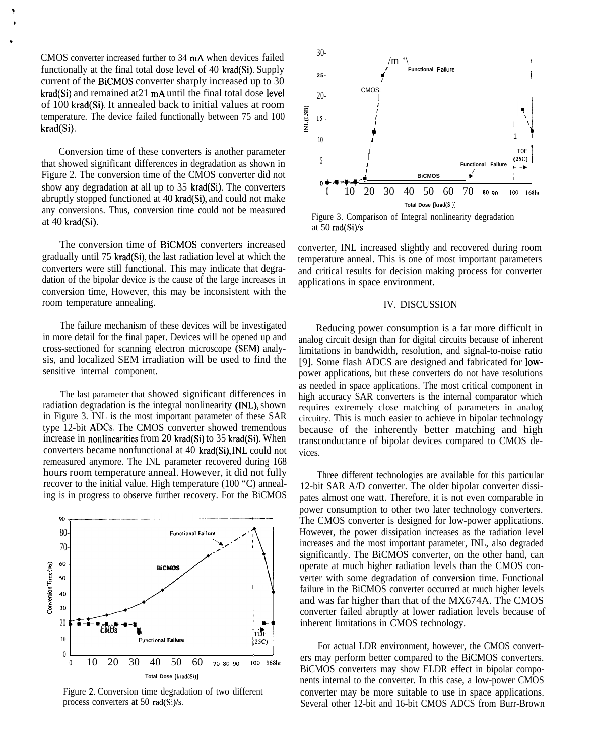CMOS converter increased further to 34 mA when devices failed functionally at the final total dose level of 40 krad(Si). Supply current of the BiCMOS converter sharply increased up to 30 krad(Si) and remained at21 mA until the final total dose level of 100 krad(Si). It annealed back to initial values at room temperature. The device failed functionally between 75 and 100 krad(Si).

Conversion time of these converters is another parameter that showed significant differences in degradation as shown in Figure 2. The conversion time of the CMOS converter did not show any degradation at all up to 35 krad(Si). The converters abruptly stopped functioned at 40 krad(Si), and could not make any conversions. Thus, conversion time could not be measured at 40 krad(Si).

The conversion time of BiCMOS converters increased gradually until 75 krad(Si), the last radiation level at which the converters were still functional. This may indicate that degradation of the bipolar device is the cause of the large increases in conversion time, However, this may be inconsistent with the room temperature annealing.

The failure mechanism of these devices will be investigated in more detail for the final paper. Devices will be opened up and cross-sectioned for scanning electron microscope (SEM) analysis, and localized SEM irradiation will be used to find the sensitive internal component.

The last parameter that showed significant differences in radiation degradation is the integral nonlinearity (INL), shown in Figure 3. INL is the most important parameter of these SAR type 12-bit ADCs. The CMOS converter showed tremendous increase in nonlinearities from 20 krad(Si) to 35 krad(Si). When converters became nonfunctional at 40 krad(Si), INL could not remeasured anymore. The INL parameter recovered during 168 hours room temperature anneal. However, it did not fully recover to the initial value. High temperature (100 "C) annealing is in progress to observe further recovery. For the BiCMOS converter, INL increased slightly and recovered during room temperature anneal. This is one of most important parameters and critical results for decision making process for converter applications in space environment.

Functional Failure
BiCMOS
CMOS
Functional Failure
TDE (25C)
Conversion Time (us)
Total Dose [krad(Si)]
0 10 20 30 40 50 60 70 80 90 100 168hr

Figure 2. Conversion time degradation of two different process converters at 50 rad(Si)/s.

Functional Failure
CMOS
INL (LSB)
TOE (25C)
Functional Failure
BiCMOS
Total Dose [krad(Si)]
0 10 20 30 40 50 60 70 80 90 100 168hr

Figure 3. Comparison of Integral nonlinearity degradation at 50 rad(Si)/s.

## IV. DISCUSSION

Reducing power consumption is a far more difficult in analog circuit design than for digital circuits because of inherent limitations in bandwidth, resolution, and signal-to-noise ratio [9]. Some flash ADCS are designed and fabricated for low-power applications, but these converters do not have resolutions as needed in space applications. The most critical component in high accuracy SAR converters is the internal comparator which requires extremely close matching of parameters in analog circuitry. This is much easier to achieve in bipolar technology because of the inherently better matching and high transconductance of bipolar devices compared to CMOS devices.

Three different technologies are available for this particular 12-bit SAR A/D converter. The older bipolar converter dissipates almost one watt. Therefore, it is not even comparable in power consumption to other two later technology converters. The CMOS converter is designed for low-power applications. However, the power dissipation increases as the radiation level increases and the most important parameter, INL, also degraded significantly. The BiCMOS converter, on the other hand, can operate at much higher radiation levels than the CMOS converter with some degradation of conversion time. Functional failure in the BiCMOS converter occurred at much higher levels and was far higher than that of the MX674A. The CMOS converter failed abruptly at lower radiation levels because of inherent limitations in CMOS technology.

For actual LDR environment, however, the CMOS converters may perform better compared to the BiCMOS converters. BiCMOS converters may show ELDR effect in bipolar components internal to the converter. In this case, a low-power CMOS converter may be more suitable to use in space applications. Several other 12-bit and 16-bit CMOS ADCS from Burr-Brown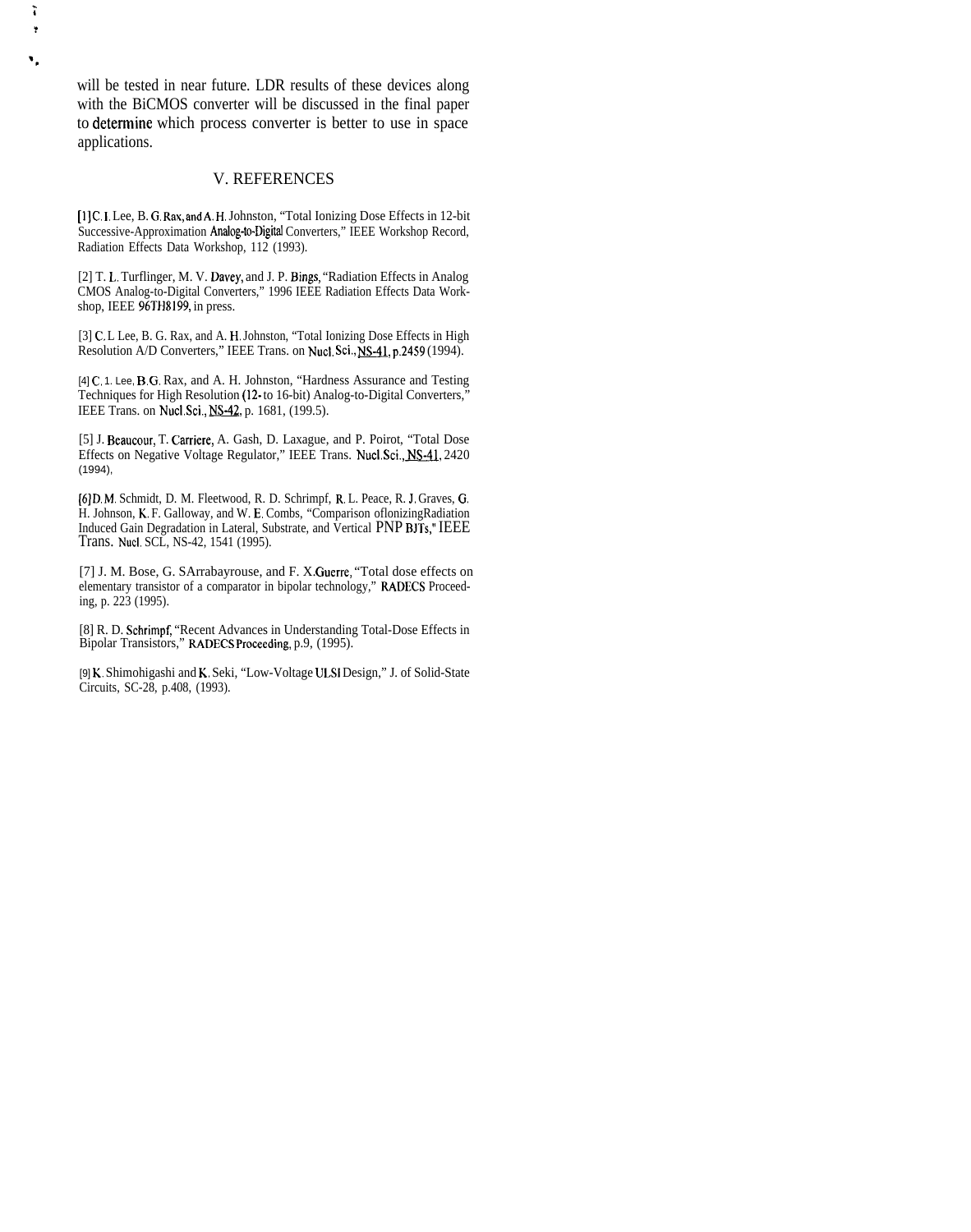will be tested in near future. LDR results of these devices along with the BiCMOS converter will be discussed in the final paper to determine which process converter is better to use in space applications.

## V. REFERENCES

[1] C. I. Lee, B. G. Rax, and A. H. Johnston, "Total Ionizing Dose Effects in 12-bit Successive-Approximation Analog-to-Digital Converters," IEEE Workshop Record, Radiation Effects Data Workshop, 112 (1993).

[2] T. L. Turflinger, M. V. Davey, and J. P. Bings, "Radiation Effects in Analog CMOS Analog-to-Digital Converters," 1996 IEEE Radiation Effects Data Workshop, IEEE 96TH8199, in press.

[3] C. L Lee, B. G. Rax, and A. H. Johnston, "Total Ionizing Dose Effects in High Resolution A/D Converters," IEEE Trans. on Nucl. Sci., NS-41, p.2459 (1994).

[4] C. 1. Lee, B. G. Rax, and A. H. Johnston, "Hardness Assurance and Testing Techniques for High Resolution (12- to 16-bit) Analog-to-Digital Converters," IEEE Trans. on Nucl. Sci., NS-42, p. 1681, (199.5).

[5] J. Beaucour, T. Carriere, A. Gash, D. Laxague, and P. Poirot, "Total Dose Effects on Negative Voltage Regulator," IEEE Trans. Nucl. Sci., NS-41, 2420 (1994),

[6] D. M. Schmidt, D. M. Fleetwood, R. D. Schrimpf, R. L. Peace, R. J. Graves, G. H. Johnson, K. F. Galloway, and W. E. Combs, "Comparison oflonizingRadiation Induced Gain Degradation in Lateral, Substrate, and Vertical PNP BJTs," IEEE Trans. Nucl. SCL, NS-42, 1541 (1995).

[7] J. M. Bose, G. SArrabayrouse, and F. X. Guerre, "Total dose effects on elementary transistor of a comparator in bipolar technology," RADECS Proceeding, p. 223 (1995).

[8] R. D. Schrimpf, "Recent Advances in Understanding Total-Dose Effects in Bipolar Transistors," RADECS Proceeding, p.9, (1995).

[9] K. Shimohigashi and K. Seki, "Low-Voltage ULSI Design," J. of Solid-State Circuits, SC-28, p.408, (1993).